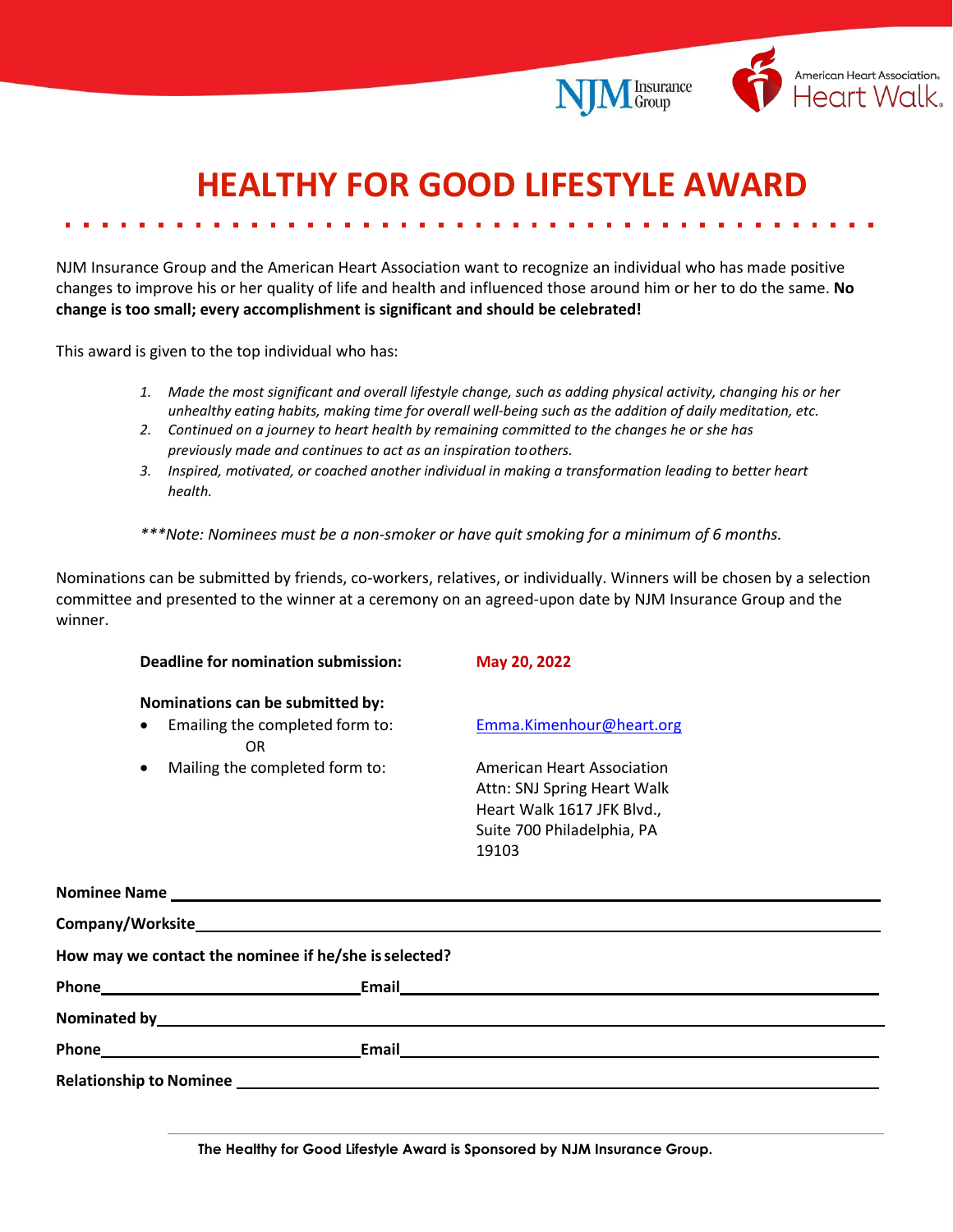# HEALTHY FOR GOOD LIFESTYLE AWARD

NJM Insurance Group and the American Heart Association want to recognize an individual who has made positive changes to improve his or her quality of life and health and influenced those around him or her to do the same. **No change is too small; every accomplishment is significant and should be celebrated!**

This award is given to the top individual who has:

1. *Made the most significant and overall lifestyle change, such as adding physical activity, changing his or her unhealthy eating habits, making time for overall well-being such as the addition of daily meditation, etc.*
2. *Continued on a journey to heart health by remaining committed to the changes he or she has previously made and continues to act as an inspiration to others.*
3. *Inspired, motivated, or coached another individual in making a transformation leading to better heart health.*

****Note: Nominees must be a non-smoker or have quit smoking for a minimum of 6 months.*

Nominations can be submitted by friends, co-workers, relatives, or individually. Winners will be chosen by a selection committee and presented to the winner at a ceremony on an agreed-upon date by NJM Insurance Group and the winner.

**Deadline for nomination submission:** **May 20, 2022**

**Nominations can be submitted by:**

- Emailing the completed form to: Emma.Kimenhour@heart.org

  OR
- Mailing the completed form to: American Heart Association, Attn: SNJ Spring Heart Walk, Heart Walk 1617 JFK Blvd., Suite 700 Philadelphia, PA 19103

**Nominee Name** \_\_\_\_\_\_\_\_\_\_\_\_\_\_\_\_\_\_\_\_\_\_\_\_\_\_\_\_\_\_

**Company/Worksite** \_\_\_\_\_\_\_\_\_\_\_\_\_\_\_\_\_\_\_\_\_\_\_\_\_\_\_\_\_\_

**How may we contact the nominee if he/she is selected?**

**Phone** \_\_\_\_\_\_\_\_\_\_\_\_\_\_\_\_ **Email** \_\_\_\_\_\_\_\_\_\_\_\_\_\_\_\_

**Nominated by** \_\_\_\_\_\_\_\_\_\_\_\_\_\_\_\_\_\_\_\_\_\_\_\_\_\_\_\_\_\_

**Phone** \_\_\_\_\_\_\_\_\_\_\_\_\_\_\_\_ **Email** \_\_\_\_\_\_\_\_\_\_\_\_\_\_\_\_

**Relationship to Nominee** \_\_\_\_\_\_\_\_\_\_\_\_\_\_\_\_\_\_\_\_\_\_\_\_\_\_\_\_\_\_

**The Healthy for Good Lifestyle Award is Sponsored by NJM Insurance Group.**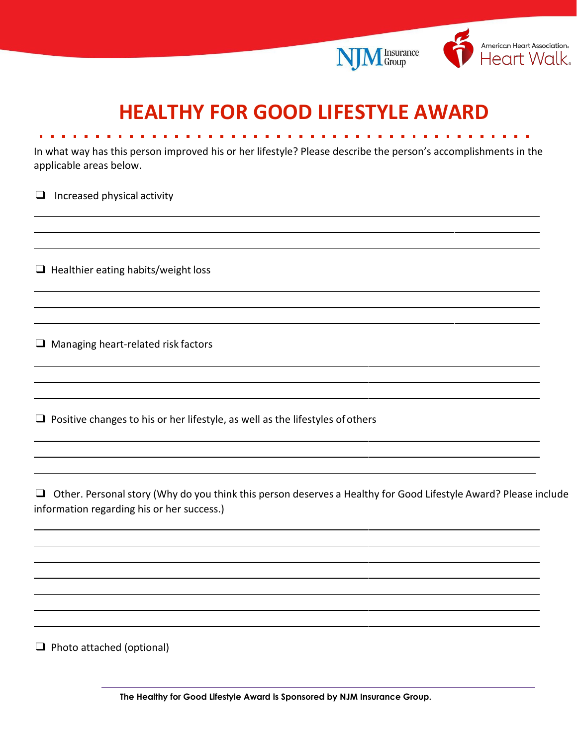# HEALTHY FOR GOOD LIFESTYLE AWARD

In what way has this person improved his or her lifestyle? Please describe the person's accomplishments in the applicable areas below.

- ☐ Increased physical activity

_______________________________________________

_______________________________________________

_______________________________________________

- ☐ Healthier eating habits/weight loss

_______________________________________________

_______________________________________________

_______________________________________________

- ☐ Managing heart-related risk factors

_______________________________________________

_______________________________________________

_______________________________________________

- ☐ Positive changes to his or her lifestyle, as well as the lifestyles of others

_______________________________________________

_______________________________________________

_______________________________________________

- ☐ Other. Personal story (Why do you think this person deserves a Healthy for Good Lifestyle Award? Please include information regarding his or her success.)

_______________________________________________

_______________________________________________

_______________________________________________

_______________________________________________

_______________________________________________

_______________________________________________

_______________________________________________

- ☐ Photo attached (optional)

**The Healthy for Good Lifestyle Award is Sponsored by NJM Insurance Group.**